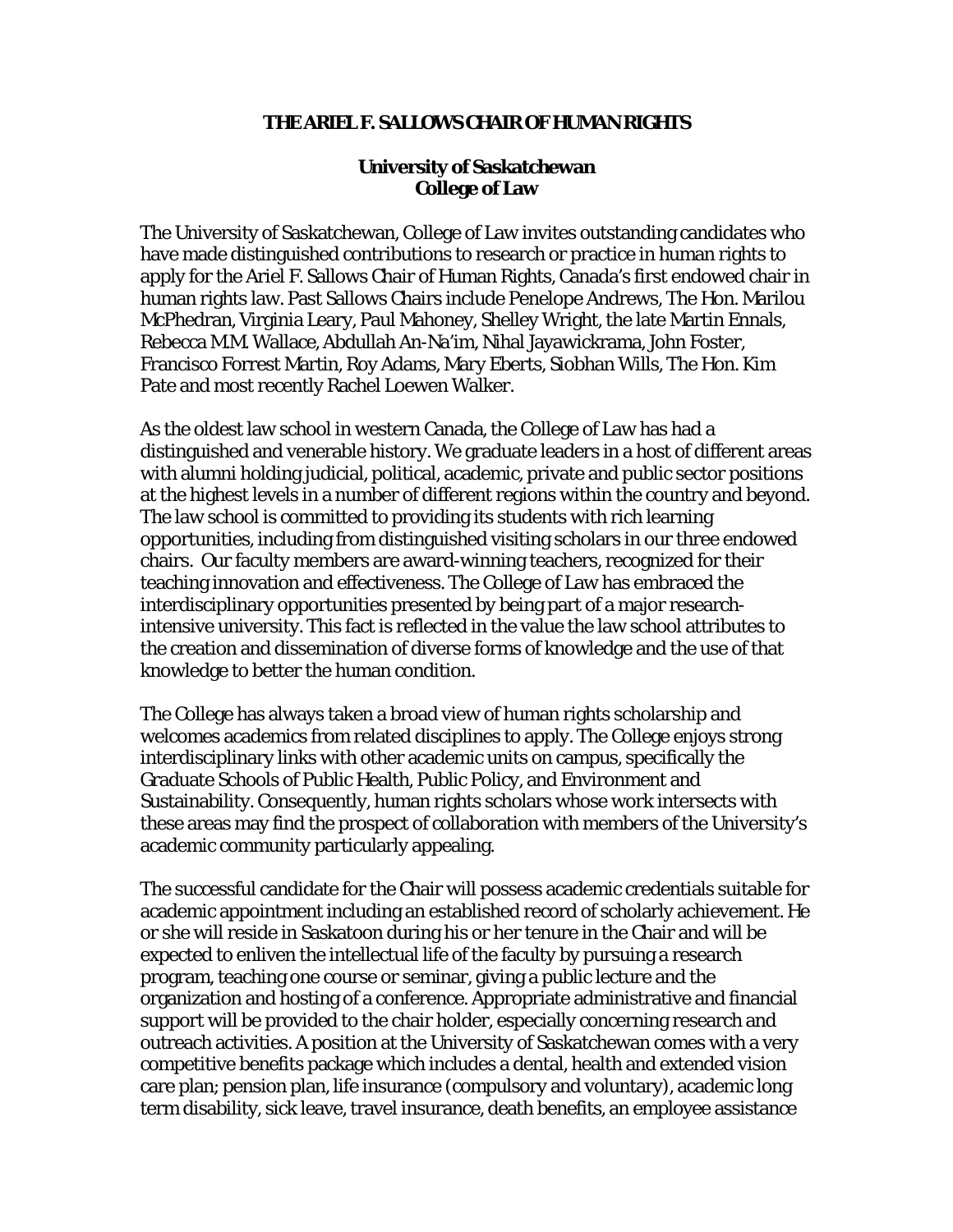**THE ARIEL F. SALLOWS CHAIR OF HUMAN RIGHTS**

**University of Saskatchewan**
**College of Law**

The University of Saskatchewan, College of Law invites outstanding candidates who have made distinguished contributions to research or practice in human rights to apply for the Ariel F. Sallows Chair of Human Rights, Canada's first endowed chair in human rights law. Past Sallows Chairs include Penelope Andrews, The Hon. Marilou McPhedran, Virginia Leary, Paul Mahoney, Shelley Wright, the late Martin Ennals, Rebecca M.M. Wallace, Abdullah An-Na'im, Nihal Jayawickrama, John Foster, Francisco Forrest Martin, Roy Adams, Mary Eberts, Siobhan Wills, The Hon. Kim Pate and most recently Rachel Loewen Walker.

As the oldest law school in western Canada, the College of Law has had a distinguished and venerable history. We graduate leaders in a host of different areas with alumni holding judicial, political, academic, private and public sector positions at the highest levels in a number of different regions within the country and beyond. The law school is committed to providing its students with rich learning opportunities, including from distinguished visiting scholars in our three endowed chairs. Our faculty members are award-winning teachers, recognized for their teaching innovation and effectiveness. The College of Law has embraced the interdisciplinary opportunities presented by being part of a major research-intensive university. This fact is reflected in the value the law school attributes to the creation and dissemination of diverse forms of knowledge and the use of that knowledge to better the human condition.

The College has always taken a broad view of human rights scholarship and welcomes academics from related disciplines to apply. The College enjoys strong interdisciplinary links with other academic units on campus, specifically the Graduate Schools of Public Health, Public Policy, and Environment and Sustainability. Consequently, human rights scholars whose work intersects with these areas may find the prospect of collaboration with members of the University's academic community particularly appealing.

The successful candidate for the Chair will possess academic credentials suitable for academic appointment including an established record of scholarly achievement. He or she will reside in Saskatoon during his or her tenure in the Chair and will be expected to enliven the intellectual life of the faculty by pursuing a research program, teaching one course or seminar, giving a public lecture and the organization and hosting of a conference. Appropriate administrative and financial support will be provided to the chair holder, especially concerning research and outreach activities. A position at the University of Saskatchewan comes with a very competitive benefits package which includes a dental, health and extended vision care plan; pension plan, life insurance (compulsory and voluntary), academic long term disability, sick leave, travel insurance, death benefits, an employee assistance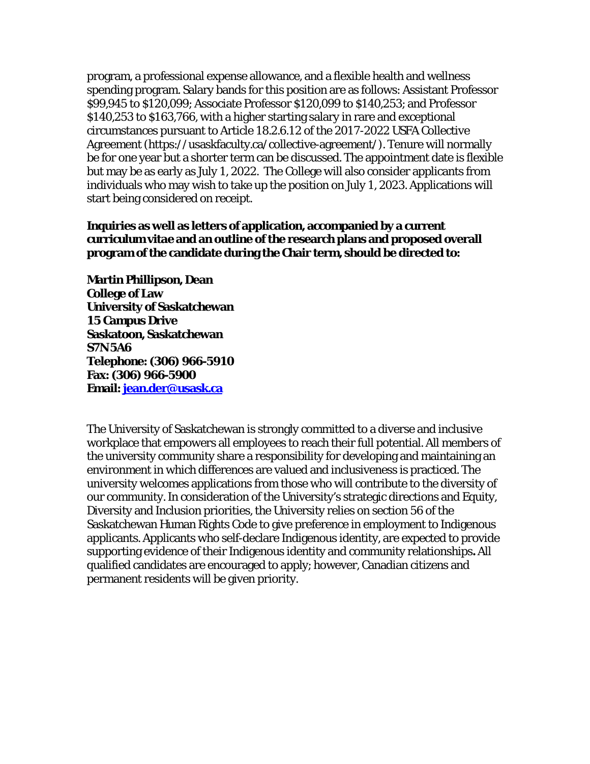program, a professional expense allowance, and a flexible health and wellness spending program. Salary bands for this position are as follows: Assistant Professor $99,945 to $120,099; Associate Professor $120,099 to $140,253; and Professor $140,253 to $163,766, with a higher starting salary in rare and exceptional circumstances pursuant to Article 18.2.6.12 of the 2017-2022 USFA Collective Agreement (https://usaskfaculty.ca/collective-agreement/). Tenure will normally be for one year but a shorter term can be discussed. The appointment date is flexible but may be as early as July 1, 2022. The College will also consider applicants from individuals who may wish to take up the position on July 1, 2023. Applications will start being considered on receipt.

**Inquiries as well as letters of application, accompanied by a current curriculum vitae and an outline of the research plans and proposed overall program of the candidate during the Chair term, should be directed to:**

**Martin Phillipson, Dean**
**College of Law**
**University of Saskatchewan**
**15 Campus Drive**
**Saskatoon, Saskatchewan**
**S7N 5A6**
**Telephone: (306) 966-5910**
**Fax: (306) 966-5900**
**Email: jean.der@usask.ca**

The University of Saskatchewan is strongly committed to a diverse and inclusive workplace that empowers all employees to reach their full potential. All members of the university community share a responsibility for developing and maintaining an environment in which differences are valued and inclusiveness is practiced. The university welcomes applications from those who will contribute to the diversity of our community. In consideration of the University's strategic directions and Equity, Diversity and Inclusion priorities, the University relies on section 56 of the Saskatchewan Human Rights Code to give preference in employment to Indigenous applicants. Applicants who self-declare Indigenous identity, are expected to provide supporting evidence of their Indigenous identity and community relationships**.** All qualified candidates are encouraged to apply; however, Canadian citizens and permanent residents will be given priority.